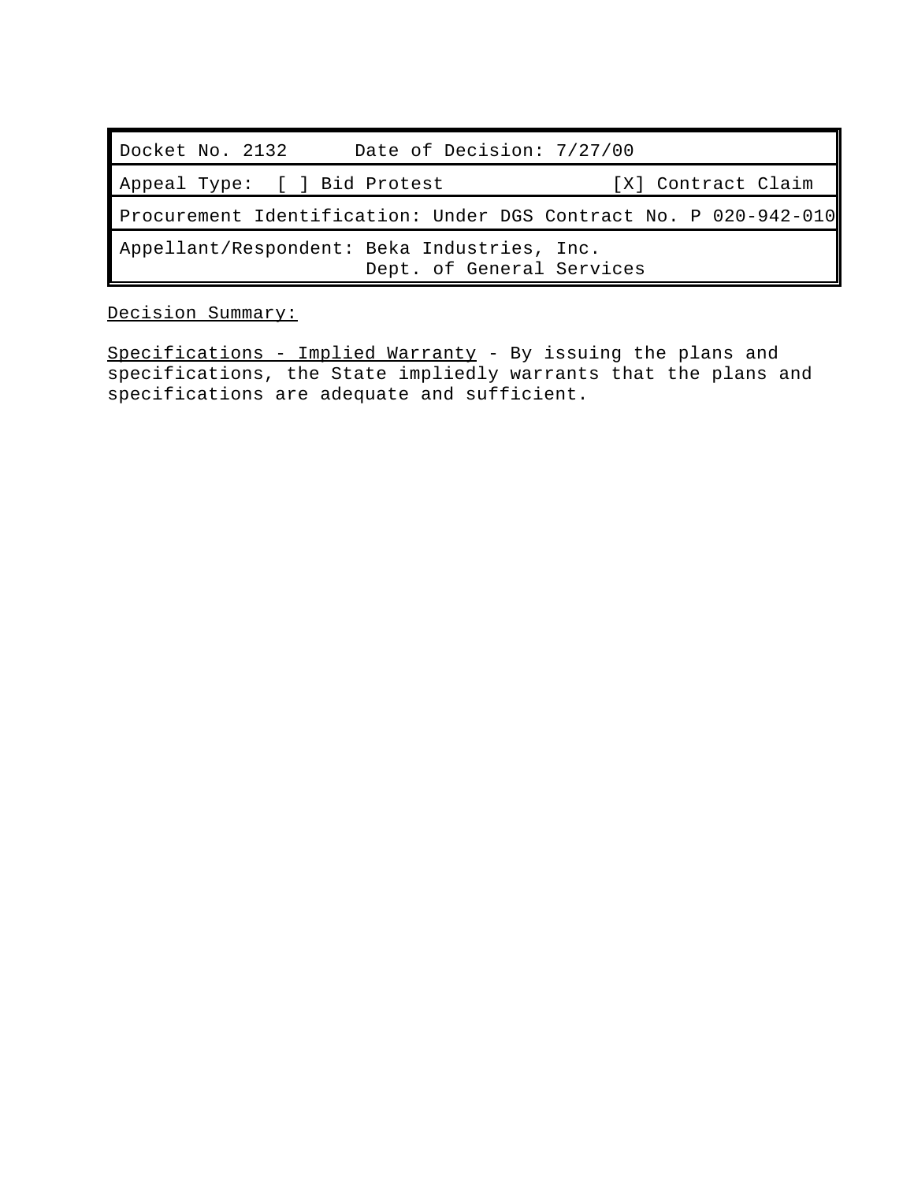| Docket No. 2132 | Date of Decision: 7/27/00 |
| --- | --- |
| Appeal Type: [ ] Bid Protest | [X] Contract Claim |
| Procurement Identification: Under DGS Contract No. P 020-942-010 | |
| Appellant/Respondent: Beka Industries, Inc.<br>Dept. of General Services | |

Decision Summary:

Specifications - Implied Warranty - By issuing the plans and specifications, the State impliedly warrants that the plans and specifications are adequate and sufficient.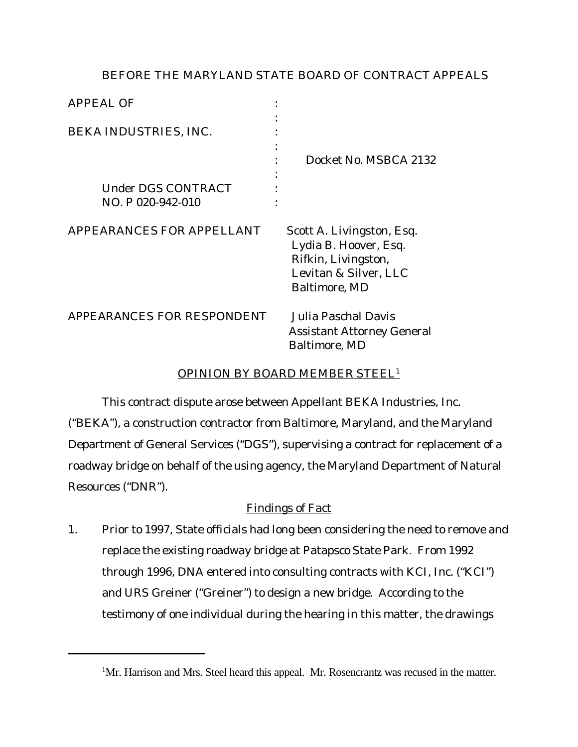BEFORE THE MARYLAND STATE BOARD OF CONTRACT APPEALS

| | | |
|---|---|---|
| APPEAL OF | : | |
| | : | |
| BEKA INDUSTRIES, INC. | : | |
| | : | |
| | : | Docket No. MSBCA 2132 |
| | : | |
| Under DGS CONTRACT NO. P 020-942-010 | : | |

APPEARANCES FOR APPELLANT: Scott A. Livingston, Esq.
Lydia B. Hoover, Esq.
Rifkin, Livingston, Levitan & Silver, LLC
Baltimore, MD

APPEARANCES FOR RESPONDENT: Julia Paschal Davis
Assistant Attorney General
Baltimore, MD

OPINION BY BOARD MEMBER STEEL[1]

This contract dispute arose between Appellant BEKA Industries, Inc. ("BEKA"), a construction contractor from Baltimore, Maryland, and the Maryland Department of General Services ("DGS"), supervising a contract for replacement of a roadway bridge on behalf of the using agency, the Maryland Department of Natural Resources ("DNR").

Findings of Fact

1. Prior to 1997, State officials had long been considering the need to remove and replace the existing roadway bridge at Patapsco State Park. From 1992 through 1996, DNA entered into consulting contracts with KCI, Inc. ("KCI") and URS Greiner ("Greiner") to design a new bridge. According to the testimony of one individual during the hearing in this matter, the drawings

[1]Mr. Harrison and Mrs. Steel heard this appeal. Mr. Rosencrantz was recused in the matter.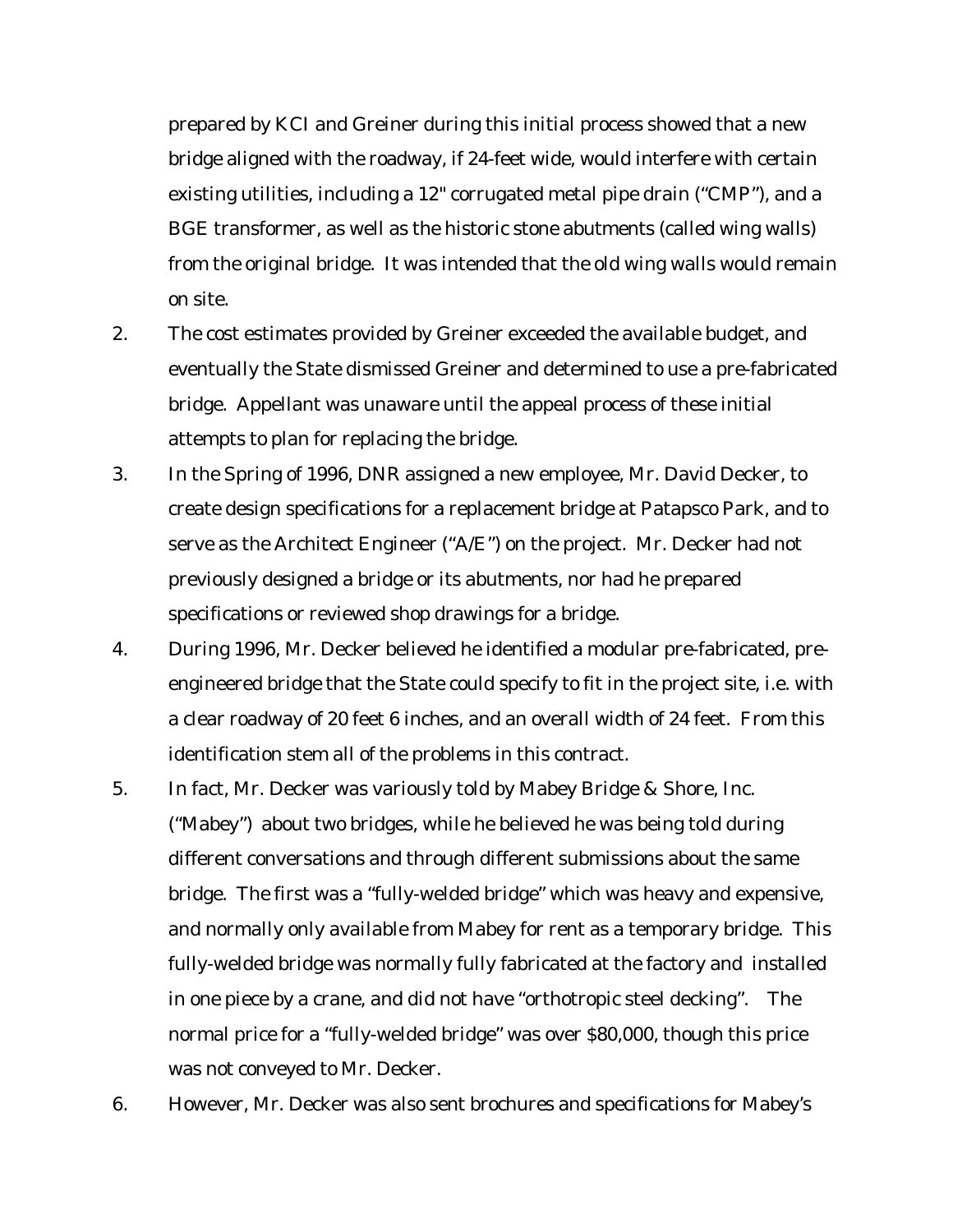prepared by KCI and Greiner during this initial process showed that a new bridge aligned with the roadway, if 24-feet wide, would interfere with certain existing utilities, including a 12" corrugated metal pipe drain ("CMP"), and a BGE transformer, as well as the historic stone abutments (called wing walls) from the original bridge. It was intended that the old wing walls would remain on site.

2. The cost estimates provided by Greiner exceeded the available budget, and eventually the State dismissed Greiner and determined to use a pre-fabricated bridge. Appellant was unaware until the appeal process of these initial attempts to plan for replacing the bridge.

3. In the Spring of 1996, DNR assigned a new employee, Mr. David Decker, to create design specifications for a replacement bridge at Patapsco Park, and to serve as the Architect Engineer ("A/E") on the project. Mr. Decker had not previously designed a bridge or its abutments, nor had he prepared specifications or reviewed shop drawings for a bridge.

4. During 1996, Mr. Decker believed he identified a modular pre-fabricated, pre-engineered bridge that the State could specify to fit in the project site, i.e. with a clear roadway of 20 feet 6 inches, and an overall width of 24 feet. From this identification stem all of the problems in this contract.

5. In fact, Mr. Decker was variously told by Mabey Bridge & Shore, Inc. ("Mabey") about two bridges, while he believed he was being told during different conversations and through different submissions about the same bridge. The first was a "fully-welded bridge" which was heavy and expensive, and normally only available from Mabey for rent as a temporary bridge. This fully-welded bridge was normally fully fabricated at the factory and installed in one piece by a crane, and did not have "orthotropic steel decking". The normal price for a "fully-welded bridge" was over $80,000, though this price was not conveyed to Mr. Decker.

6. However, Mr. Decker was also sent brochures and specifications for Mabey's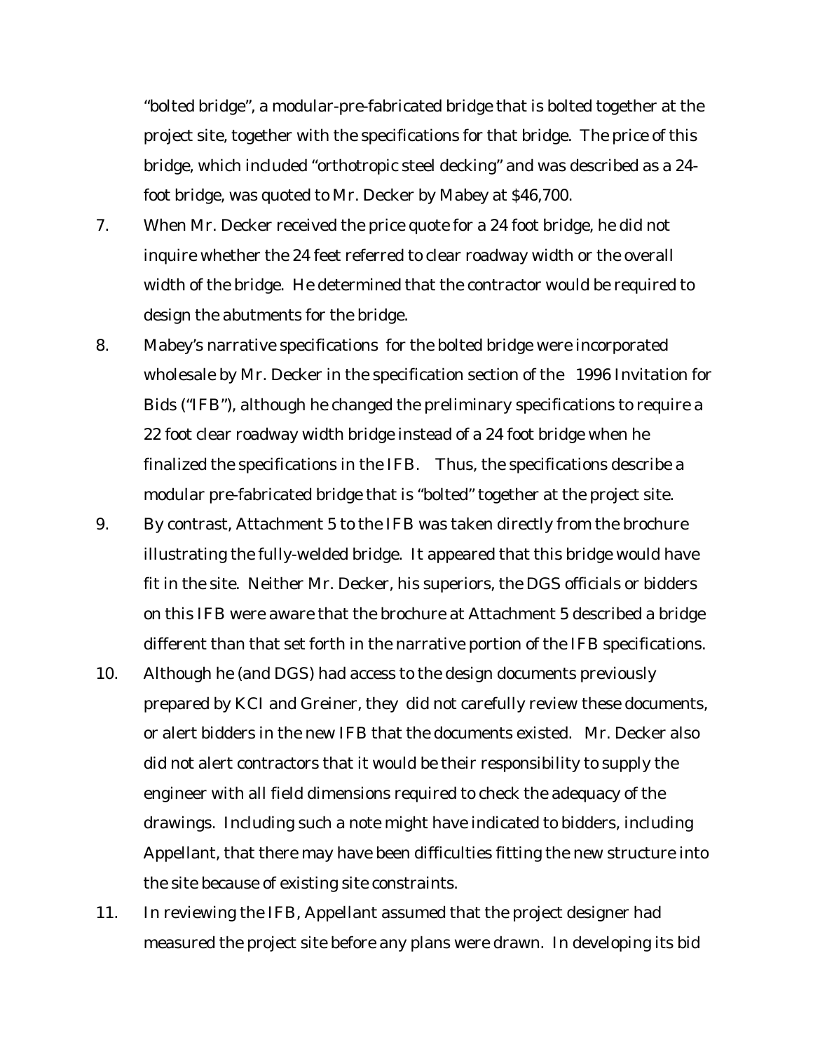"bolted bridge", a modular-pre-fabricated bridge that is bolted together at the project site, together with the specifications for that bridge. The price of this bridge, which included "orthotropic steel decking" and was described as a 24-foot bridge, was quoted to Mr. Decker by Mabey at $46,700.

7. When Mr. Decker received the price quote for a 24 foot bridge, he did not inquire whether the 24 feet referred to clear roadway width or the overall width of the bridge. He determined that the contractor would be required to design the abutments for the bridge.

8. Mabey's narrative specifications for the bolted bridge were incorporated wholesale by Mr. Decker in the specification section of the 1996 Invitation for Bids ("IFB"), although he changed the preliminary specifications to require a 22 foot clear roadway width bridge instead of a 24 foot bridge when he finalized the specifications in the IFB. Thus, the specifications describe a modular pre-fabricated bridge that is "bolted" together at the project site.

9. By contrast, Attachment 5 to the IFB was taken directly from the brochure illustrating the fully-welded bridge. It appeared that this bridge would have fit in the site. Neither Mr. Decker, his superiors, the DGS officials or bidders on this IFB were aware that the brochure at Attachment 5 described a bridge different than that set forth in the narrative portion of the IFB specifications.

10. Although he (and DGS) had access to the design documents previously prepared by KCI and Greiner, they did not carefully review these documents, or alert bidders in the new IFB that the documents existed. Mr. Decker also did not alert contractors that it would be their responsibility to supply the engineer with all field dimensions required to check the adequacy of the drawings. Including such a note might have indicated to bidders, including Appellant, that there may have been difficulties fitting the new structure into the site because of existing site constraints.

11. In reviewing the IFB, Appellant assumed that the project designer had measured the project site before any plans were drawn. In developing its bid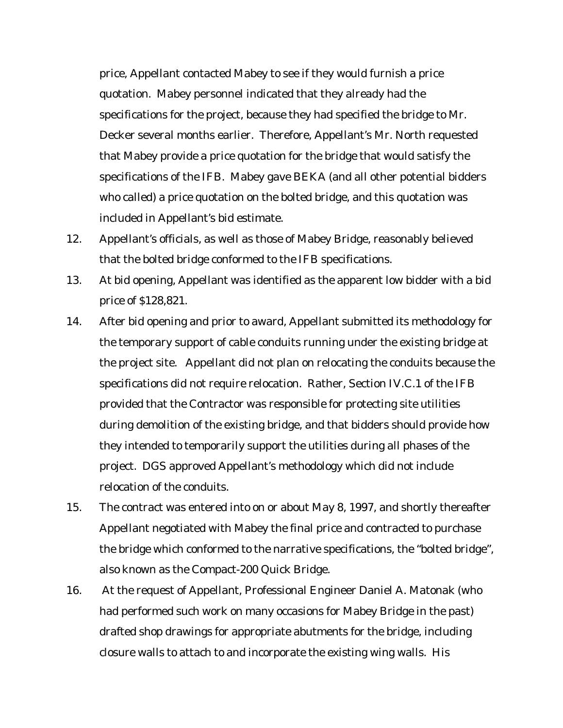price, Appellant contacted Mabey to see if they would furnish a price quotation. Mabey personnel indicated that they already had the specifications for the project, because they had specified the bridge to Mr. Decker several months earlier. Therefore, Appellant's Mr. North requested that Mabey provide a price quotation for the bridge that would satisfy the specifications of the IFB. Mabey gave BEKA (and all other potential bidders who called) a price quotation on the bolted bridge, and this quotation was included in Appellant's bid estimate.

12. Appellant's officials, as well as those of Mabey Bridge, reasonably believed that the bolted bridge conformed to the IFB specifications.

13. At bid opening, Appellant was identified as the apparent low bidder with a bid price of $128,821.

14. After bid opening and prior to award, Appellant submitted its methodology for the temporary support of cable conduits running under the existing bridge at the project site. Appellant did not plan on relocating the conduits because the specifications did not require relocation. Rather, Section IV.C.1 of the IFB provided that the Contractor was responsible for protecting site utilities during demolition of the existing bridge, and that bidders should provide how they intended to temporarily support the utilities during all phases of the project. DGS approved Appellant's methodology which did not include relocation of the conduits.

15. The contract was entered into on or about May 8, 1997, and shortly thereafter Appellant negotiated with Mabey the final price and contracted to purchase the bridge which conformed to the narrative specifications, the "bolted bridge", also known as the Compact-200 Quick Bridge.

16. At the request of Appellant, Professional Engineer Daniel A. Matonak (who had performed such work on many occasions for Mabey Bridge in the past) drafted shop drawings for appropriate abutments for the bridge, including closure walls to attach to and incorporate the existing wing walls. His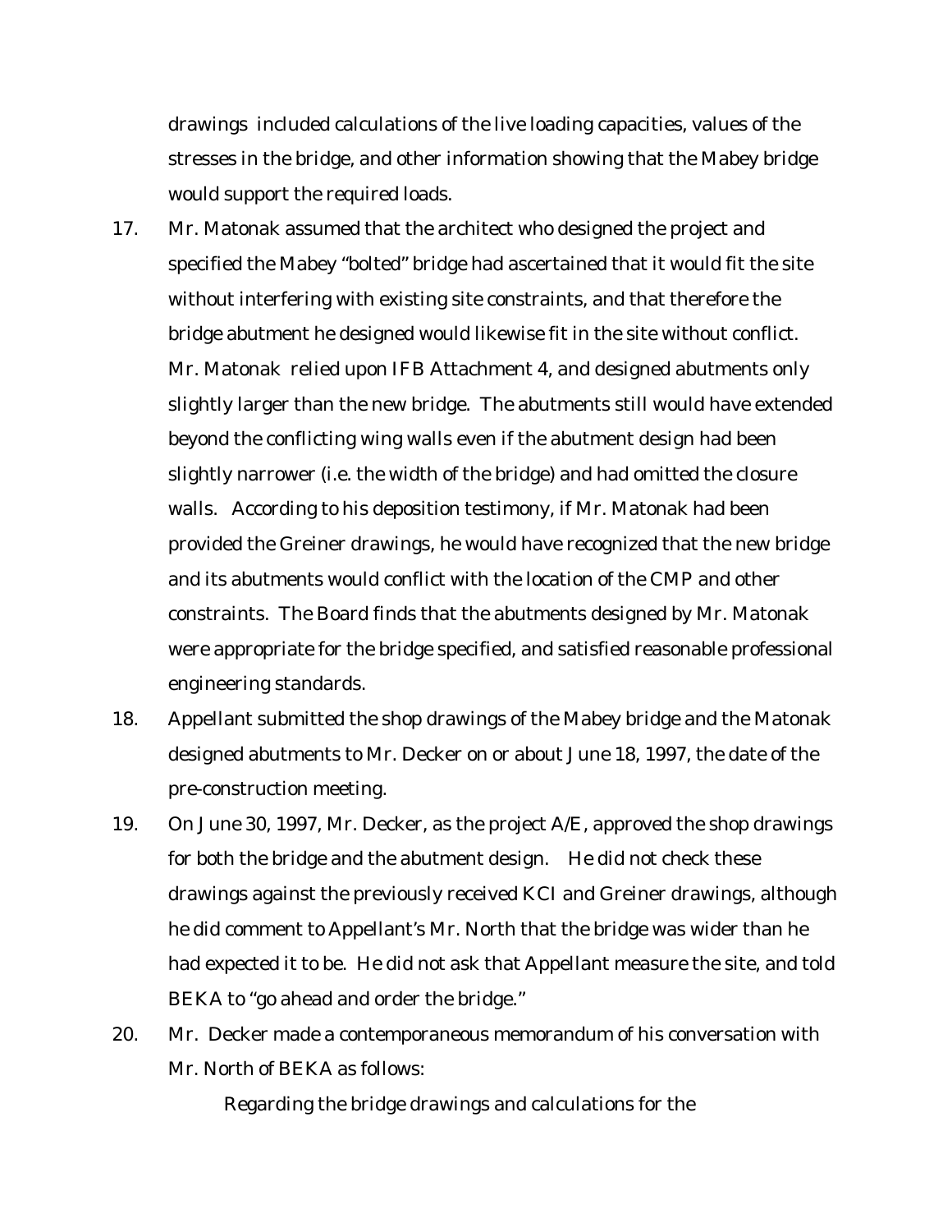drawings included calculations of the live loading capacities, values of the stresses in the bridge, and other information showing that the Mabey bridge would support the required loads.

17. Mr. Matonak assumed that the architect who designed the project and specified the Mabey "bolted" bridge had ascertained that it would fit the site without interfering with existing site constraints, and that therefore the bridge abutment he designed would likewise fit in the site without conflict. Mr. Matonak relied upon IFB Attachment 4, and designed abutments only slightly larger than the new bridge. The abutments still would have extended beyond the conflicting wing walls even if the abutment design had been slightly narrower (i.e. the width of the bridge) and had omitted the closure walls. According to his deposition testimony, if Mr. Matonak had been provided the Greiner drawings, he would have recognized that the new bridge and its abutments would conflict with the location of the CMP and other constraints. The Board finds that the abutments designed by Mr. Matonak were appropriate for the bridge specified, and satisfied reasonable professional engineering standards.

18. Appellant submitted the shop drawings of the Mabey bridge and the Matonak designed abutments to Mr. Decker on or about June 18, 1997, the date of the pre-construction meeting.

19. On June 30, 1997, Mr. Decker, as the project A/E, approved the shop drawings for both the bridge and the abutment design. He did not check these drawings against the previously received KCI and Greiner drawings, although he did comment to Appellant's Mr. North that the bridge was wider than he had expected it to be. He did not ask that Appellant measure the site, and told BEKA to "go ahead and order the bridge."

20. Mr. Decker made a contemporaneous memorandum of his conversation with Mr. North of BEKA as follows:

    Regarding the bridge drawings and calculations for the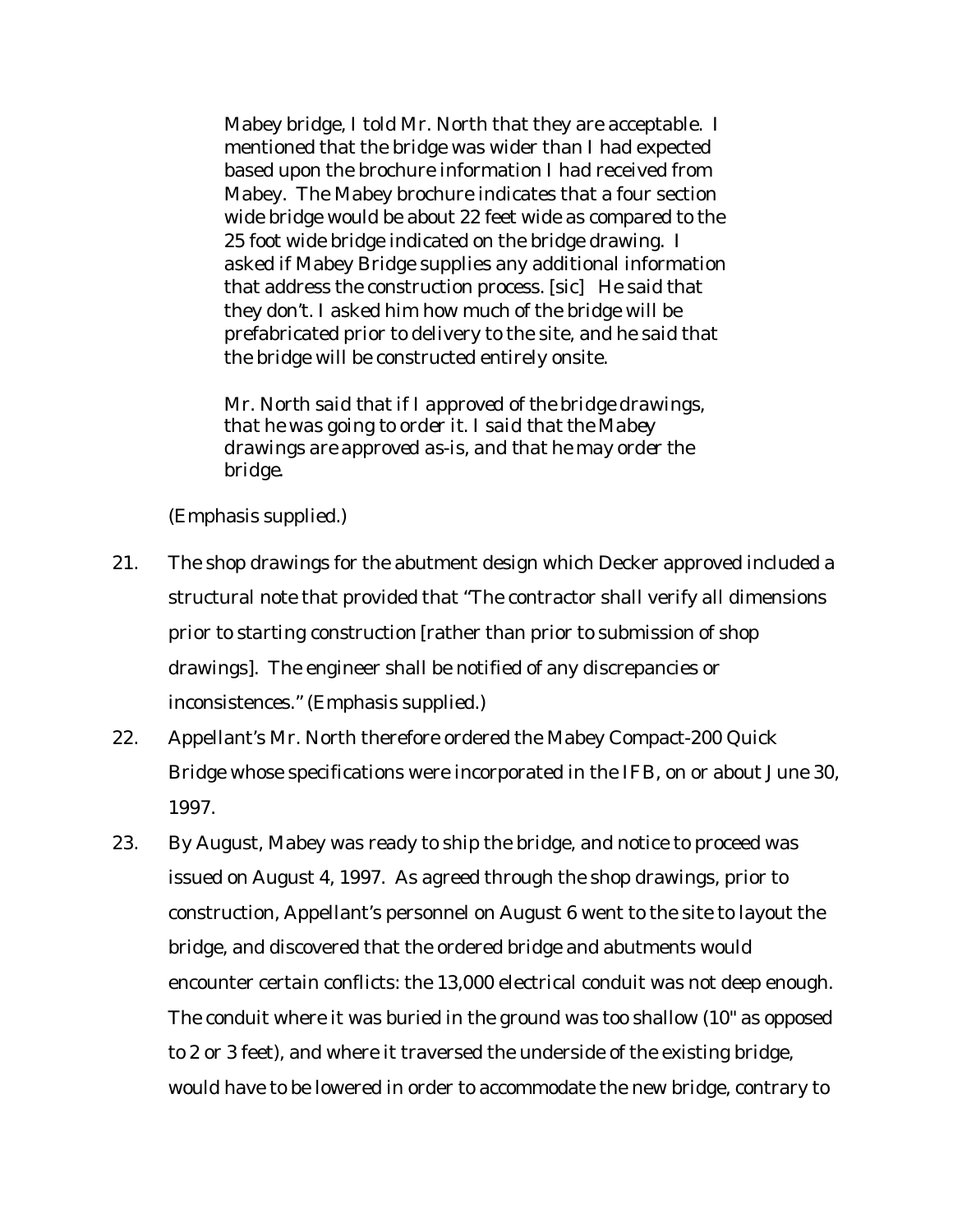> Mabey bridge, I told Mr. North that they are acceptable. I mentioned that the bridge was wider than I had expected based upon the brochure information I had received from Mabey. The Mabey brochure indicates that a four section wide bridge would be about 22 feet wide as compared to the 25 foot wide bridge indicated on the bridge drawing. I asked if Mabey Bridge supplies any additional information that address the construction process. [sic] He said that they don't. I asked him how much of the bridge will be prefabricated prior to delivery to the site, and he said that the bridge will be constructed entirely onsite.
>
> *Mr. North said that if I approved of the bridge drawings, that he was going to order it. I said that the Mabey drawings are approved as-is, and that he may order the bridge.*

(Emphasis supplied.)

21. The shop drawings for the abutment design which Decker approved included a structural note that provided that "The contractor shall verify all dimensions *prior to starting construction* [rather than prior to submission of shop drawings]. The engineer shall be notified of any discrepancies or inconsistences." (Emphasis supplied.)

22. Appellant's Mr. North therefore ordered the Mabey Compact-200 Quick Bridge whose specifications were incorporated in the IFB, on or about June 30, 1997.

23. By August, Mabey was ready to ship the bridge, and notice to proceed was issued on August 4, 1997. As agreed through the shop drawings, prior to construction, Appellant's personnel on August 6 went to the site to layout the bridge, and discovered that the ordered bridge and abutments would encounter certain conflicts: the 13,000 electrical conduit was not deep enough. The conduit where it was buried in the ground was too shallow (10" as opposed to 2 or 3 feet), and where it traversed the underside of the existing bridge, would have to be lowered in order to accommodate the new bridge, contrary to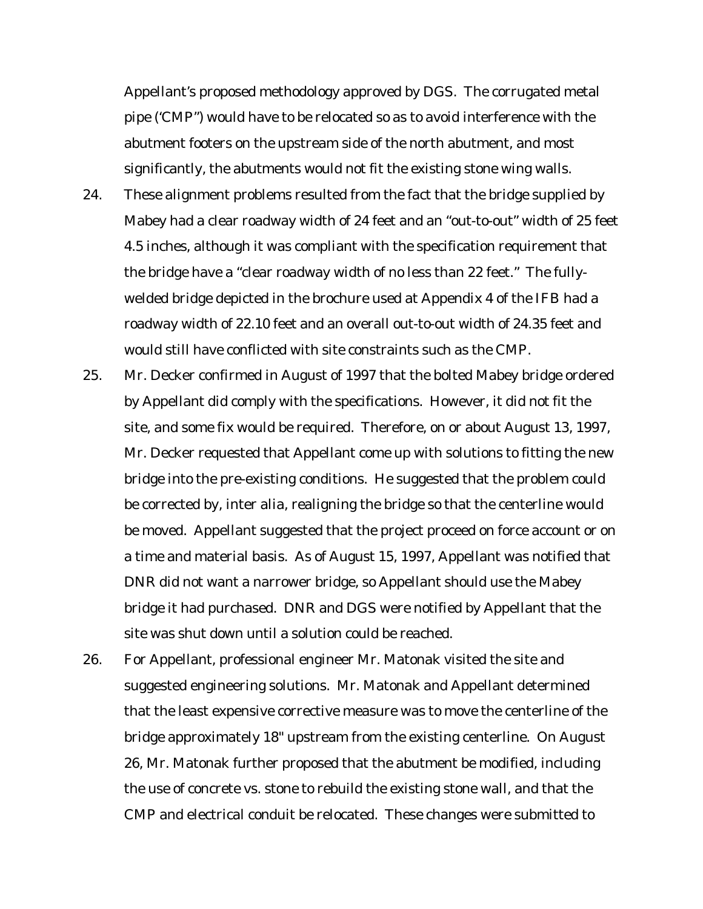Appellant's proposed methodology approved by DGS. The corrugated metal pipe ('CMP") would have to be relocated so as to avoid interference with the abutment footers on the upstream side of the north abutment, and most significantly, the abutments would not fit the existing stone wing walls.

24. These alignment problems resulted from the fact that the bridge supplied by Mabey had a clear roadway width of 24 feet and an "out-to-out" width of 25 feet 4.5 inches, although it was compliant with the specification requirement that the bridge have a "clear roadway width of no less than 22 feet." The fully-welded bridge depicted in the brochure used at Appendix 4 of the IFB had a roadway width of 22.10 feet and an overall out-to-out width of 24.35 feet and would still have conflicted with site constraints such as the CMP.

25. Mr. Decker confirmed in August of 1997 that the bolted Mabey bridge ordered by Appellant did comply with the specifications. However, it did not fit the site, and some fix would be required. Therefore, on or about August 13, 1997, Mr. Decker requested that Appellant come up with solutions to fitting the new bridge into the pre-existing conditions. He suggested that the problem could be corrected by, inter alia, realigning the bridge so that the centerline would be moved. Appellant suggested that the project proceed on force account or on a time and material basis. As of August 15, 1997, Appellant was notified that DNR did not want a narrower bridge, so Appellant should use the Mabey bridge it had purchased. DNR and DGS were notified by Appellant that the site was shut down until a solution could be reached.

26. For Appellant, professional engineer Mr. Matonak visited the site and suggested engineering solutions. Mr. Matonak and Appellant determined that the least expensive corrective measure was to move the centerline of the bridge approximately 18" upstream from the existing centerline. On August 26, Mr. Matonak further proposed that the abutment be modified, including the use of concrete vs. stone to rebuild the existing stone wall, and that the CMP and electrical conduit be relocated. These changes were submitted to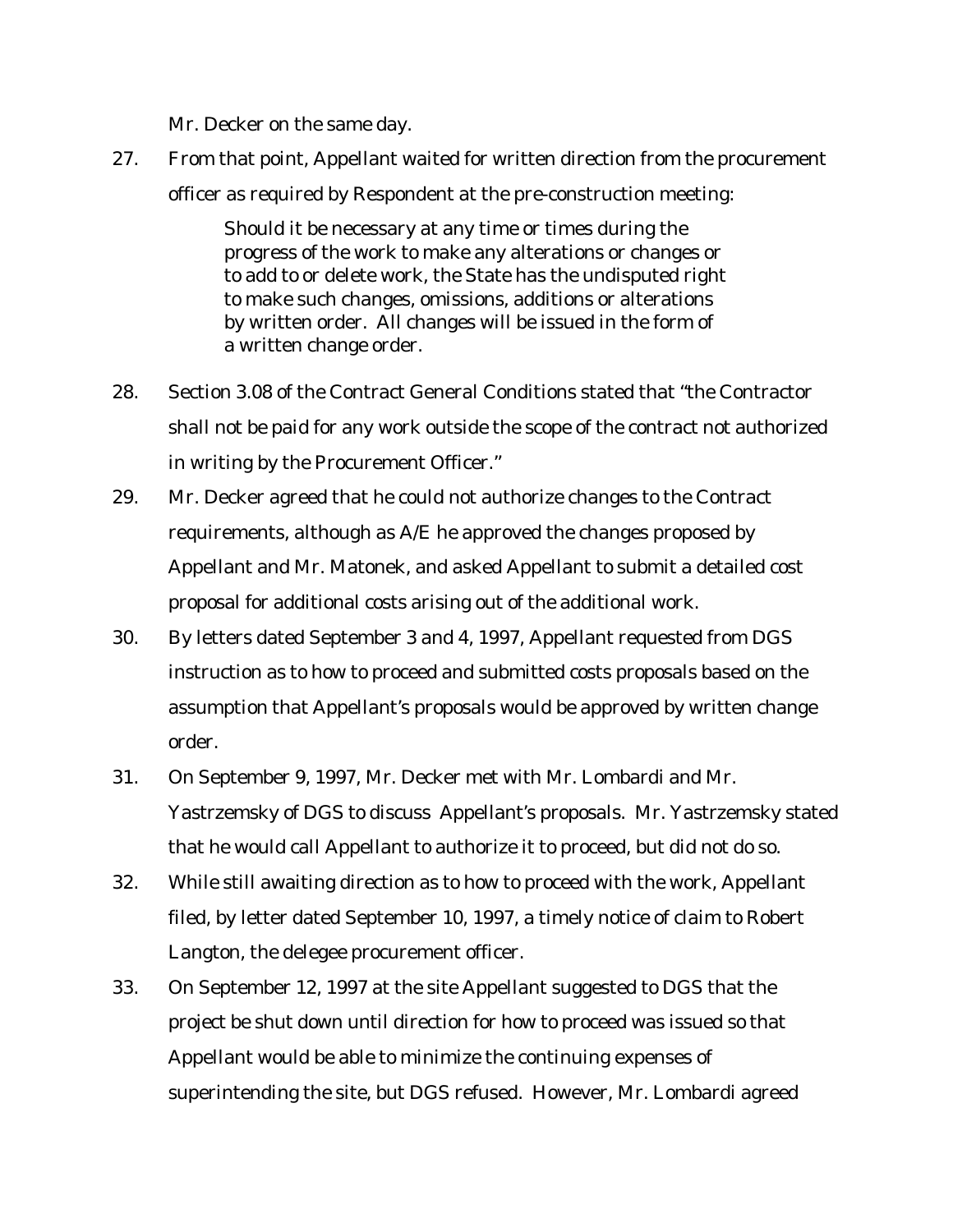Mr. Decker on the same day.

27. From that point, Appellant waited for written direction from the procurement officer as required by Respondent at the pre-construction meeting:

    > Should it be necessary at any time or times during the progress of the work to make any alterations or changes or to add to or delete work, the State has the undisputed right to make such changes, omissions, additions or alterations by written order. All changes will be issued in the form of a written change order.

28. Section 3.08 of the Contract General Conditions stated that "the Contractor shall not be paid for any work outside the scope of the contract not authorized in writing by the Procurement Officer."

29. Mr. Decker agreed that he could not authorize changes to the Contract requirements, although as A/E he approved the changes proposed by Appellant and Mr. Matonek, and asked Appellant to submit a detailed cost proposal for additional costs arising out of the additional work.

30. By letters dated September 3 and 4, 1997, Appellant requested from DGS instruction as to how to proceed and submitted costs proposals based on the assumption that Appellant's proposals would be approved by written change order.

31. On September 9, 1997, Mr. Decker met with Mr. Lombardi and Mr. Yastrzemsky of DGS to discuss Appellant's proposals. Mr. Yastrzemsky stated that he would call Appellant to authorize it to proceed, but did not do so.

32. While still awaiting direction as to how to proceed with the work, Appellant filed, by letter dated September 10, 1997, a timely notice of claim to Robert Langton, the delegee procurement officer.

33. On September 12, 1997 at the site Appellant suggested to DGS that the project be shut down until direction for how to proceed was issued so that Appellant would be able to minimize the continuing expenses of superintending the site, but DGS refused. However, Mr. Lombardi agreed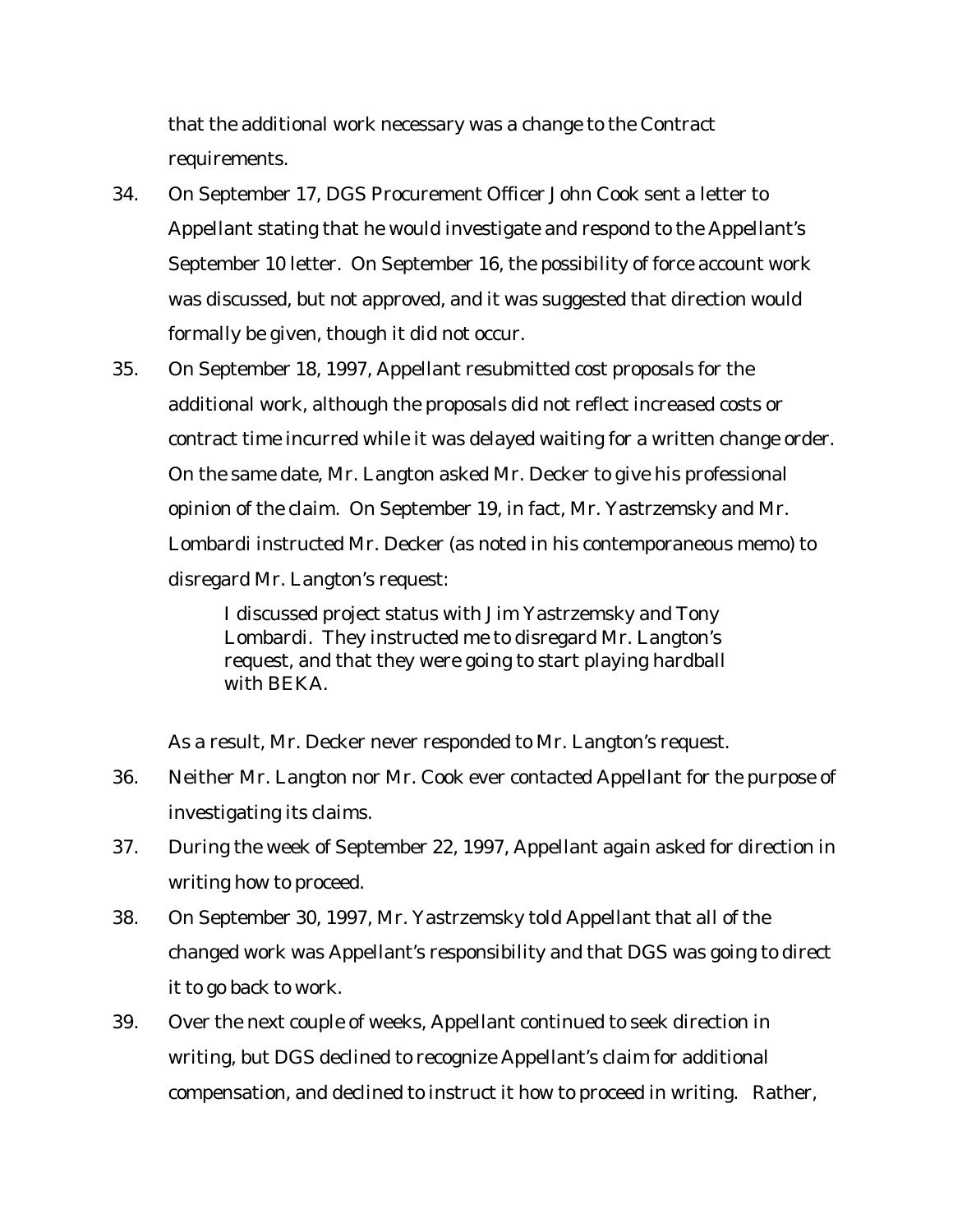that the additional work necessary was a change to the Contract requirements.

34. On September 17, DGS Procurement Officer John Cook sent a letter to Appellant stating that he would investigate and respond to the Appellant's September 10 letter. On September 16, the possibility of force account work was discussed, but not approved, and it was suggested that direction would formally be given, though it did not occur.

35. On September 18, 1997, Appellant resubmitted cost proposals for the additional work, although the proposals did not reflect increased costs or contract time incurred while it was delayed waiting for a written change order. On the same date, Mr. Langton asked Mr. Decker to give his professional opinion of the claim. On September 19, in fact, Mr. Yastrzemsky and Mr. Lombardi instructed Mr. Decker (as noted in his contemporaneous memo) to disregard Mr. Langton's request:

   > I discussed project status with Jim Yastrzemsky and Tony Lombardi. They instructed me to disregard Mr. Langton's request, and that they were going to start playing hardball with BEKA.

   As a result, Mr. Decker never responded to Mr. Langton's request.

36. Neither Mr. Langton nor Mr. Cook ever contacted Appellant for the purpose of investigating its claims.

37. During the week of September 22, 1997, Appellant again asked for direction in writing how to proceed.

38. On September 30, 1997, Mr. Yastrzemsky told Appellant that all of the changed work was Appellant's responsibility and that DGS was going to direct it to go back to work.

39. Over the next couple of weeks, Appellant continued to seek direction in writing, but DGS declined to recognize Appellant's claim for additional compensation, and declined to instruct it how to proceed in writing. Rather,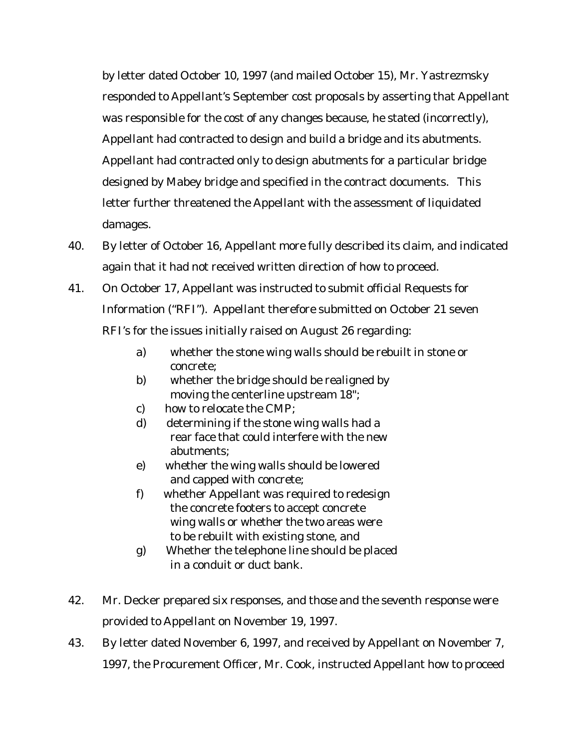by letter dated October 10, 1997 (and mailed October 15), Mr. Yastrezmsky responded to Appellant's September cost proposals by asserting that Appellant was responsible for the cost of any changes because, he stated (incorrectly), Appellant had contracted to design and build a bridge and its abutments. Appellant had contracted only to design abutments for a particular bridge designed by Mabey bridge and specified in the contract documents. This letter further threatened the Appellant with the assessment of liquidated damages.

40. By letter of October 16, Appellant more fully described its claim, and indicated again that it had not received written direction of how to proceed.

41. On October 17, Appellant was instructed to submit official Requests for Information ("RFI"). Appellant therefore submitted on October 21 seven RFI's for the issues initially raised on August 26 regarding:

    a) whether the stone wing walls should be rebuilt in stone or concrete;
    b) whether the bridge should be realigned by moving the centerline upstream 18";
    c) how to relocate the CMP;
    d) determining if the stone wing walls had a rear face that could interfere with the new abutments;
    e) whether the wing walls should be lowered and capped with concrete;
    f) whether Appellant was required to redesign the concrete footers to accept concrete wing walls or whether the two areas were to be rebuilt with existing stone, and
    g) Whether the telephone line should be placed in a conduit or duct bank.

42. Mr. Decker prepared six responses, and those and the seventh response were provided to Appellant on November 19, 1997.

43. By letter dated November 6, 1997, and received by Appellant on November 7, 1997, the Procurement Officer, Mr. Cook, instructed Appellant how to proceed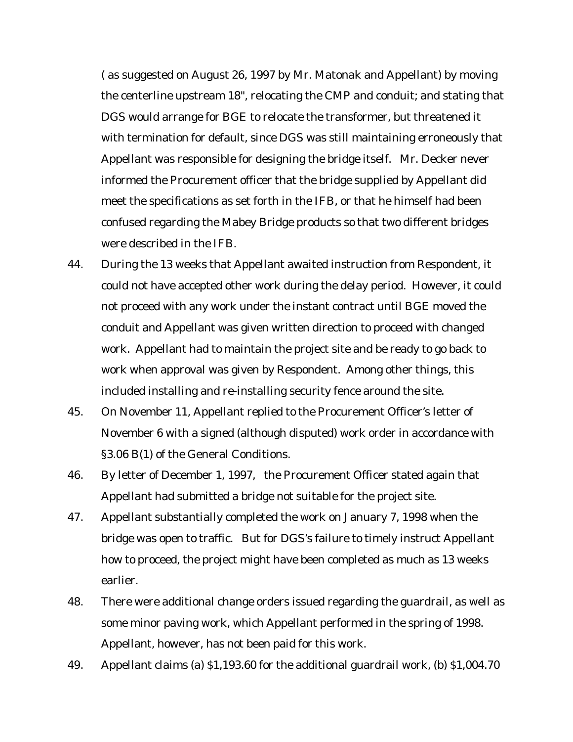( as suggested on August 26, 1997 by Mr. Matonak and Appellant) by moving the centerline upstream 18", relocating the CMP and conduit; and stating that DGS would arrange for BGE to relocate the transformer, but threatened it with termination for default, since DGS was still maintaining erroneously that Appellant was responsible for designing the bridge itself. Mr. Decker never informed the Procurement officer that the bridge supplied by Appellant did meet the specifications as set forth in the IFB, or that he himself had been confused regarding the Mabey Bridge products so that two different bridges were described in the IFB.

44. During the 13 weeks that Appellant awaited instruction from Respondent, it could not have accepted other work during the delay period. However, it could not proceed with any work under the instant contract until BGE moved the conduit and Appellant was given written direction to proceed with changed work. Appellant had to maintain the project site and be ready to go back to work when approval was given by Respondent. Among other things, this included installing and re-installing security fence around the site.

45. On November 11, Appellant replied to the Procurement Officer's letter of November 6 with a signed (although disputed) work order in accordance with §3.06 B(1) of the General Conditions.

46. By letter of December 1, 1997, the Procurement Officer stated again that Appellant had submitted a bridge not suitable for the project site.

47. Appellant substantially completed the work on January 7, 1998 when the bridge was open to traffic. But for DGS's failure to timely instruct Appellant how to proceed, the project might have been completed as much as 13 weeks earlier.

48. There were additional change orders issued regarding the guardrail, as well as some minor paving work, which Appellant performed in the spring of 1998. Appellant, however, has not been paid for this work.

49. Appellant claims (a) $1,193.60 for the additional guardrail work, (b) $1,004.70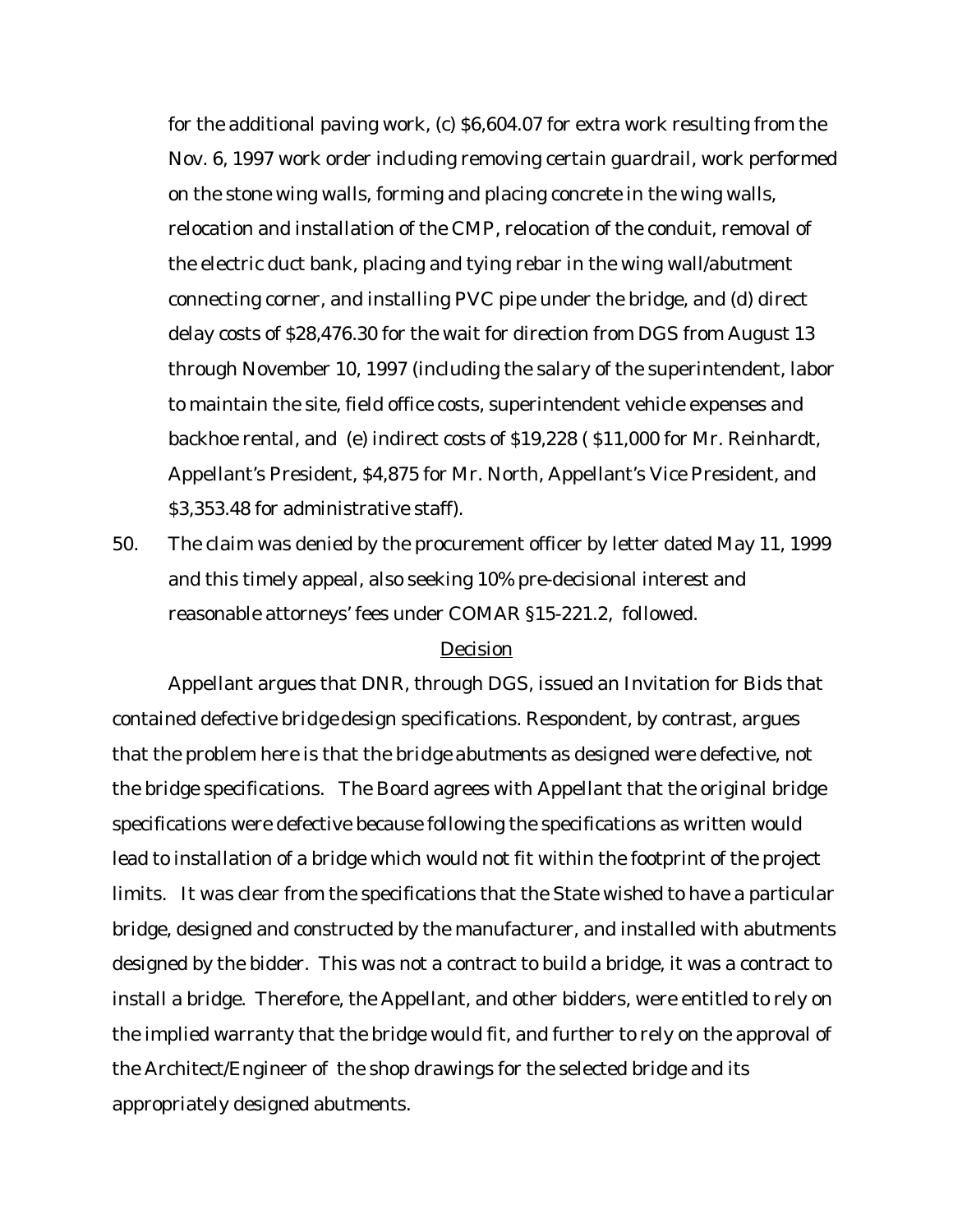for the additional paving work, (c) $6,604.07 for extra work resulting from the Nov. 6, 1997 work order including removing certain guardrail, work performed on the stone wing walls, forming and placing concrete in the wing walls, relocation and installation of the CMP, relocation of the conduit, removal of the electric duct bank, placing and tying rebar in the wing wall/abutment connecting corner, and installing PVC pipe under the bridge, and (d) direct delay costs of $28,476.30 for the wait for direction from DGS from August 13 through November 10, 1997 (including the salary of the superintendent, labor to maintain the site, field office costs, superintendent vehicle expenses and backhoe rental, and (e) indirect costs of $19,228 ( $11,000 for Mr. Reinhardt, Appellant's President, $4,875 for Mr. North, Appellant's Vice President, and $3,353.48 for administrative staff).

50. The claim was denied by the procurement officer by letter dated May 11, 1999 and this timely appeal, also seeking 10% pre-decisional interest and reasonable attorneys' fees under COMAR §15-221.2, followed.

## Decision

Appellant argues that DNR, through DGS, issued an Invitation for Bids that contained defective bridge design specifications. Respondent, by contrast, argues that the problem here is that the bridge abutments as designed were defective, not the bridge specifications. The Board agrees with Appellant that the original bridge specifications were defective because following the specifications as written would lead to installation of a bridge which would not fit within the footprint of the project limits. It was clear from the specifications that the State wished to have a particular bridge, designed and constructed by the manufacturer, and installed with abutments designed by the bidder. This was not a contract to build a bridge, it was a contract to install a bridge. Therefore, the Appellant, and other bidders, were entitled to rely on the implied warranty that the bridge would fit, and further to rely on the approval of the Architect/Engineer of the shop drawings for the selected bridge and its appropriately designed abutments.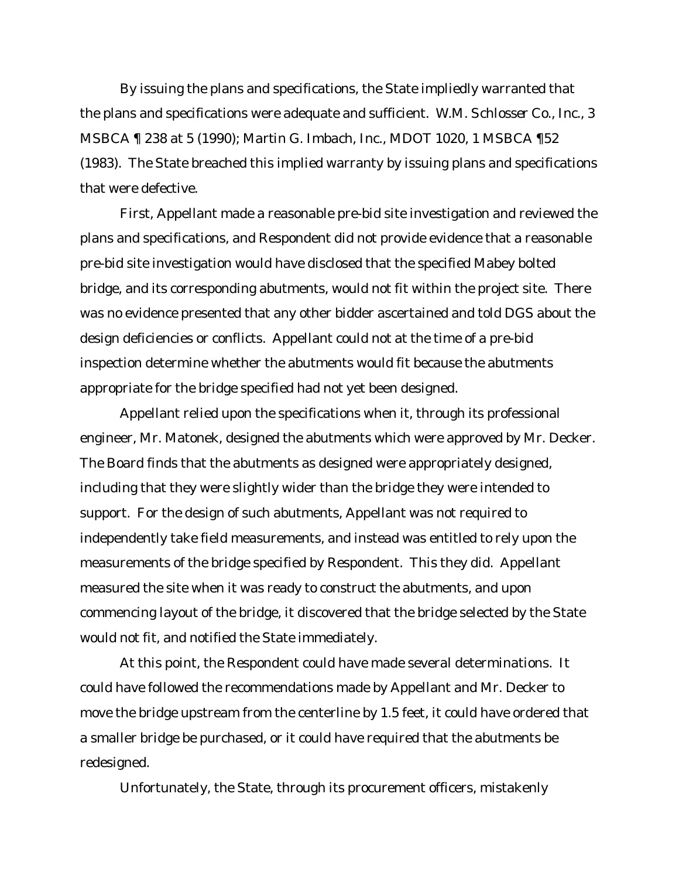By issuing the plans and specifications, the State impliedly warranted that the plans and specifications were adequate and sufficient. *W.M. Schlosser Co., Inc.*, 3 MSBCA ¶ 238 at 5 (1990); *Martin G. Imbach, Inc.*, MDOT 1020, 1 MSBCA ¶52 (1983). The State breached this implied warranty by issuing plans and specifications that were defective.

First, Appellant made a reasonable pre-bid site investigation and reviewed the plans and specifications, and Respondent did not provide evidence that a reasonable pre-bid site investigation would have disclosed that the specified Mabey bolted bridge, and its corresponding abutments, would not fit within the project site. There was no evidence presented that any other bidder ascertained and told DGS about the design deficiencies or conflicts. Appellant could not at the time of a pre-bid inspection determine whether the abutments would fit because the abutments appropriate for the bridge specified had not yet been designed.

Appellant relied upon the specifications when it, through its professional engineer, Mr. Matonek, designed the abutments which were approved by Mr. Decker. The Board finds that the abutments as designed were appropriately designed, including that they were slightly wider than the bridge they were intended to support. For the design of such abutments, Appellant was not required to independently take field measurements, and instead was entitled to rely upon the measurements of the bridge specified by Respondent. This they did. Appellant measured the site when it was ready to construct the abutments, and upon commencing layout of the bridge, it discovered that the bridge selected by the State would not fit, and notified the State immediately.

At this point, the Respondent could have made several determinations. It could have followed the recommendations made by Appellant and Mr. Decker to move the bridge upstream from the centerline by 1.5 feet, it could have ordered that a smaller bridge be purchased, or it could have required that the abutments be redesigned.

Unfortunately, the State, through its procurement officers, mistakenly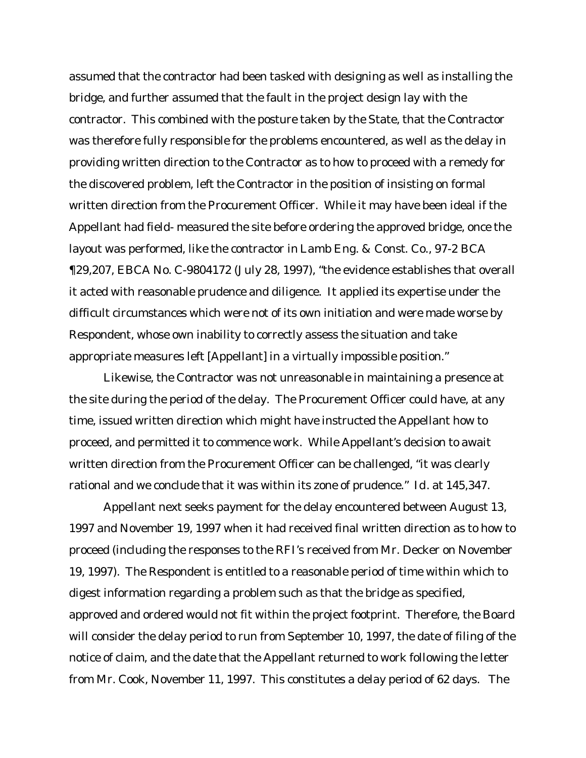assumed that the contractor had been tasked with designing as well as installing the bridge, and further assumed that the fault in the project design lay with the contractor. This combined with the posture taken by the State, that the Contractor was therefore fully responsible for the problems encountered, as well as the delay in providing written direction to the Contractor as to how to proceed with a remedy for the discovered problem, left the Contractor in the position of insisting on formal written direction from the Procurement Officer. While it may have been ideal if the Appellant had field- measured the site before ordering the approved bridge, once the layout was performed, like the contractor in *Lamb Eng. & Const. Co.*, 97-2 BCA ¶29,207, EBCA No. C-9804172 (July 28, 1997), "the evidence establishes that overall it acted with reasonable prudence and diligence. It applied its expertise under the difficult circumstances which were not of its own initiation and were made worse by Respondent, whose own inability to correctly assess the situation and take appropriate measures left [Appellant] in a virtually impossible position."

Likewise, the Contractor was not unreasonable in maintaining a presence at the site during the period of the delay. The Procurement Officer could have, at any time, issued written direction which might have instructed the Appellant how to proceed, and permitted it to commence work. While Appellant's decision to await written direction from the Procurement Officer can be challenged, "it was clearly rational and we conclude that it was within its zone of prudence." *Id.* at 145,347.

Appellant next seeks payment for the delay encountered between August 13, 1997 and November 19, 1997 when it had received final written direction as to how to proceed (including the responses to the RFI's received from Mr. Decker on November 19, 1997). The Respondent is entitled to a reasonable period of time within which to digest information regarding a problem such as that the bridge as specified, approved and ordered would not fit within the project footprint. Therefore, the Board will consider the delay period to run from September 10, 1997, the date of filing of the notice of claim, and the date that the Appellant returned to work following the letter from Mr. Cook, November 11, 1997. This constitutes a delay period of 62 days. The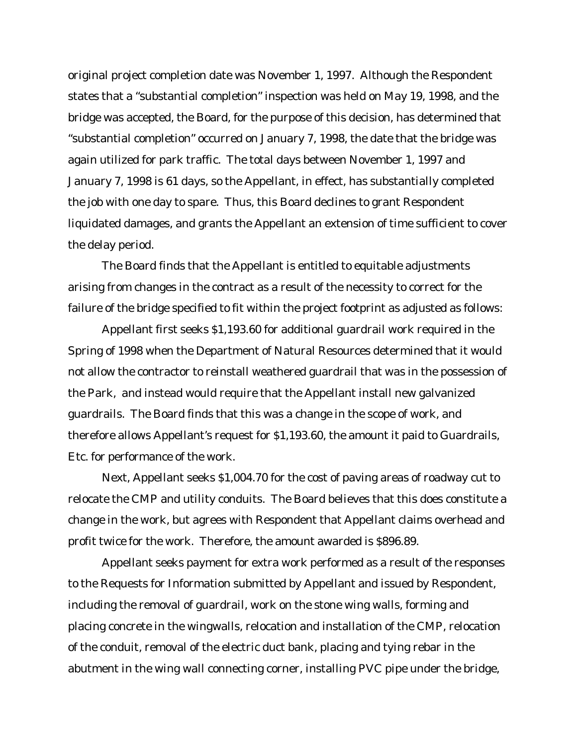original project completion date was November 1, 1997. Although the Respondent states that a "substantial completion" inspection was held on May 19, 1998, and the bridge was accepted, the Board, for the purpose of this decision, has determined that "substantial completion" occurred on January 7, 1998, the date that the bridge was again utilized for park traffic. The total days between November 1, 1997 and January 7, 1998 is 61 days, so the Appellant, in effect, has substantially completed the job with one day to spare. Thus, this Board declines to grant Respondent liquidated damages, and grants the Appellant an extension of time sufficient to cover the delay period.

The Board finds that the Appellant is entitled to equitable adjustments arising from changes in the contract as a result of the necessity to correct for the failure of the bridge specified to fit within the project footprint as adjusted as follows:

Appellant first seeks $1,193.60 for additional guardrail work required in the Spring of 1998 when the Department of Natural Resources determined that it would not allow the contractor to reinstall weathered guardrail that was in the possession of the Park, and instead would require that the Appellant install new galvanized guardrails. The Board finds that this was a change in the scope of work, and therefore allows Appellant's request for $1,193.60, the amount it paid to Guardrails, Etc. for performance of the work.

Next, Appellant seeks $1,004.70 for the cost of paving areas of roadway cut to relocate the CMP and utility conduits. The Board believes that this does constitute a change in the work, but agrees with Respondent that Appellant claims overhead and profit twice for the work. Therefore, the amount awarded is $896.89.

Appellant seeks payment for extra work performed as a result of the responses to the Requests for Information submitted by Appellant and issued by Respondent, including the removal of guardrail, work on the stone wing walls, forming and placing concrete in the wingwalls, relocation and installation of the CMP, relocation of the conduit, removal of the electric duct bank, placing and tying rebar in the abutment in the wing wall connecting corner, installing PVC pipe under the bridge,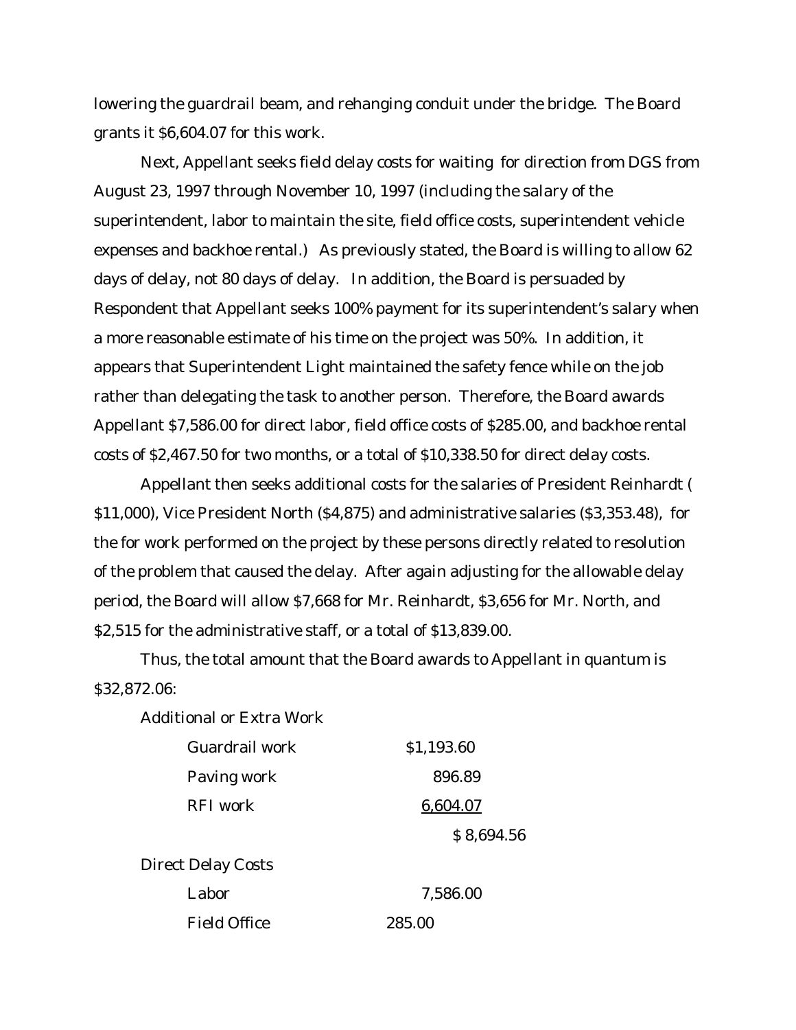lowering the guardrail beam, and rehanging conduit under the bridge. The Board grants it $6,604.07 for this work.

Next, Appellant seeks field delay costs for waiting for direction from DGS from August 23, 1997 through November 10, 1997 (including the salary of the superintendent, labor to maintain the site, field office costs, superintendent vehicle expenses and backhoe rental.) As previously stated, the Board is willing to allow 62 days of delay, not 80 days of delay. In addition, the Board is persuaded by Respondent that Appellant seeks 100% payment for its superintendent's salary when a more reasonable estimate of his time on the project was 50%. In addition, it appears that Superintendent Light maintained the safety fence while on the job rather than delegating the task to another person. Therefore, the Board awards Appellant $7,586.00 for direct labor, field office costs of $285.00, and backhoe rental costs of $2,467.50 for two months, or a total of $10,338.50 for direct delay costs.

Appellant then seeks additional costs for the salaries of President Reinhardt ( $11,000), Vice President North ($4,875) and administrative salaries ($3,353.48), for the for work performed on the project by these persons directly related to resolution of the problem that caused the delay. After again adjusting for the allowable delay period, the Board will allow $7,668 for Mr. Reinhardt, $3,656 for Mr. North, and $2,515 for the administrative staff, or a total of $13,839.00.

Thus, the total amount that the Board awards to Appellant in quantum is $32,872.06:

| Additional or Extra Work | | |
|---|---|---|
| Guardrail work | $1,193.60 | |
| Paving work | 896.89 | |
| RFI work | 6,604.07 | |
| | | $ 8,694.56 |
| Direct Delay Costs | | |
| Labor | 7,586.00 | |
| Field Office | 285.00 | |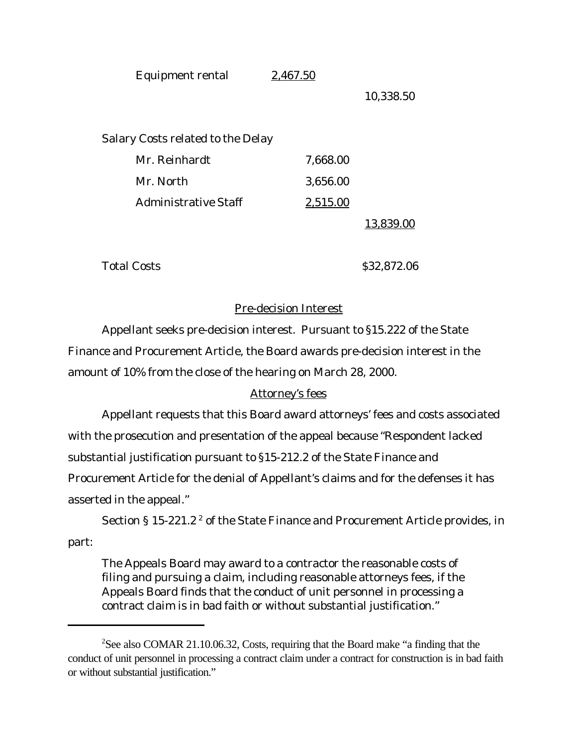| | | |
|---|---|---|
| Equipment rental | 2,467.50 | |
| | | 10,338.50 |
| Salary Costs related to the Delay | | |
| Mr. Reinhardt | 7,668.00 | |
| Mr. North | 3,656.00 | |
| Administrative Staff | 2,515.00 | |
| | | 13,839.00 |
| Total Costs | | $32,872.06 |

## Pre-decision Interest

Appellant seeks pre-decision interest. Pursuant to §15.222 of the State Finance and Procurement Article, the Board awards pre-decision interest in the amount of 10% from the close of the hearing on March 28, 2000.

## Attorney's fees

Appellant requests that this Board award attorneys' fees and costs associated with the prosecution and presentation of the appeal because "Respondent lacked substantial justification pursuant to §15-212.2 of the State Finance and Procurement Article for the denial of Appellant's claims and for the defenses it has asserted in the appeal."

Section § 15-221.2 [2] of the State Finance and Procurement Article provides, in part:

> The Appeals Board may award to a contractor the reasonable costs of filing and pursuing a claim, including reasonable attorneys fees, if the Appeals Board finds that the conduct of unit personnel in processing a contract claim is in bad faith or without substantial justification."

---

[2] See also COMAR 21.10.06.32, Costs, requiring that the Board make "a finding that the conduct of unit personnel in processing a contract claim under a contract for construction is in bad faith or without substantial justification."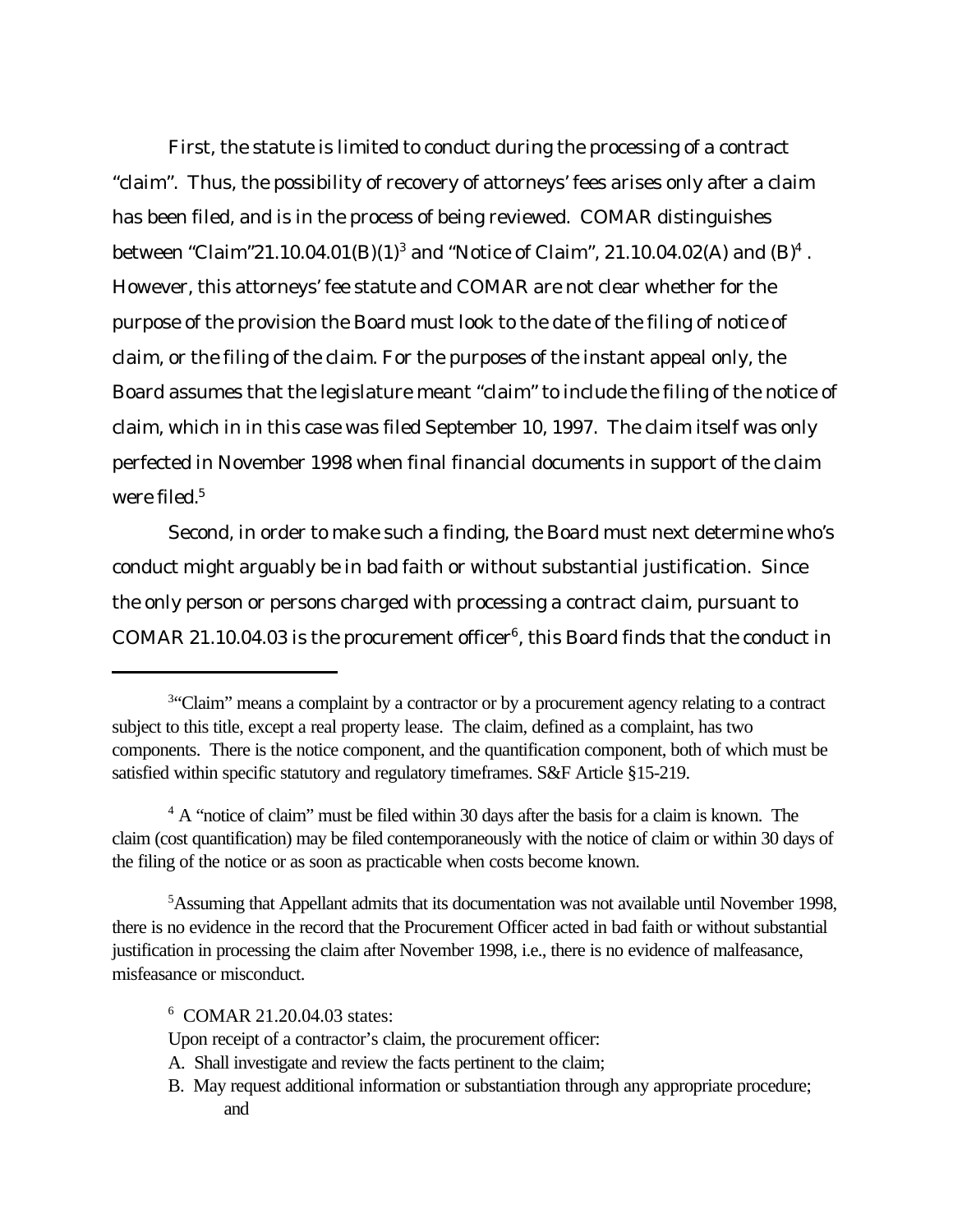First, the statute is limited to conduct during the processing of a contract "claim". Thus, the possibility of recovery of attorneys' fees arises only after a claim has been filed, and is in the process of being reviewed. COMAR distinguishes between "Claim"21.10.04.01(B)(1)[3] and "Notice of Claim", 21.10.04.02(A) and (B)[4]. However, this attorneys' fee statute and COMAR are not clear whether for the purpose of the provision the Board must look to the date of the filing of notice of claim, or the filing of the claim. For the purposes of the instant appeal only, the Board assumes that the legislature meant "claim" to include the filing of the notice of claim, which in in this case was filed September 10, 1997. The claim itself was only perfected in November 1998 when final financial documents in support of the claim were filed.[5]

Second, in order to make such a finding, the Board must next determine who's conduct might arguably be in bad faith or without substantial justification. Since the only person or persons charged with processing a contract claim, pursuant to COMAR 21.10.04.03 is the procurement officer[6], this Board finds that the conduct in

---

[3]"Claim" means a complaint by a contractor or by a procurement agency relating to a contract subject to this title, except a real property lease. The claim, defined as a complaint, has two components. There is the notice component, and the quantification component, both of which must be satisfied within specific statutory and regulatory timeframes. S&F Article §15-219.

[4] A "notice of claim" must be filed within 30 days after the basis for a claim is known. The claim (cost quantification) may be filed contemporaneously with the notice of claim or within 30 days of the filing of the notice or as soon as practicable when costs become known.

[5]Assuming that Appellant admits that its documentation was not available until November 1998, there is no evidence in the record that the Procurement Officer acted in bad faith or without substantial justification in processing the claim after November 1998, i.e., there is no evidence of malfeasance, misfeasance or misconduct.

[6] COMAR 21.20.04.03 states:

Upon receipt of a contractor's claim, the procurement officer:

A. Shall investigate and review the facts pertinent to the claim;

B. May request additional information or substantiation through any appropriate procedure; and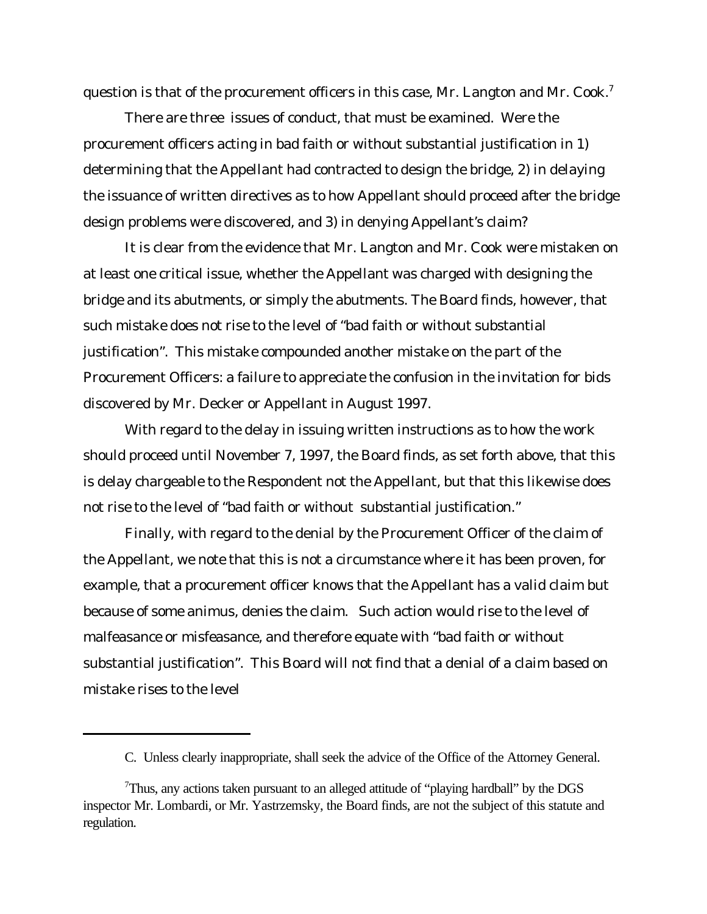question is that of the procurement officers in this case, Mr. Langton and Mr. Cook.[7]

There are three issues of conduct, that must be examined. Were the procurement officers acting in bad faith or without substantial justification in 1) determining that the Appellant had contracted to design the bridge, 2) in delaying the issuance of written directives as to how Appellant should proceed after the bridge design problems were discovered, and 3) in denying Appellant's claim?

It is clear from the evidence that Mr. Langton and Mr. Cook were mistaken on at least one critical issue, whether the Appellant was charged with designing the bridge and its abutments, or simply the abutments. The Board finds, however, that such mistake does not rise to the level of "bad faith or without substantial justification". This mistake compounded another mistake on the part of the Procurement Officers: a failure to appreciate the confusion in the invitation for bids discovered by Mr. Decker or Appellant in August 1997.

With regard to the delay in issuing written instructions as to how the work should proceed until November 7, 1997, the Board finds, as set forth above, that this is delay chargeable to the Respondent not the Appellant, but that this likewise does not rise to the level of "bad faith or without substantial justification."

Finally, with regard to the denial by the Procurement Officer of the claim of the Appellant, we note that this is not a circumstance where it has been proven, for example, that a procurement officer knows that the Appellant has a valid claim but because of some animus, denies the claim. Such action would rise to the level of malfeasance or misfeasance, and therefore equate with "bad faith or without substantial justification". This Board will not find that a denial of a claim based on mistake rises to the level

---

C. Unless clearly inappropriate, shall seek the advice of the Office of the Attorney General.

[7] Thus, any actions taken pursuant to an alleged attitude of "playing hardball" by the DGS inspector Mr. Lombardi, or Mr. Yastrzemsky, the Board finds, are not the subject of this statute and regulation.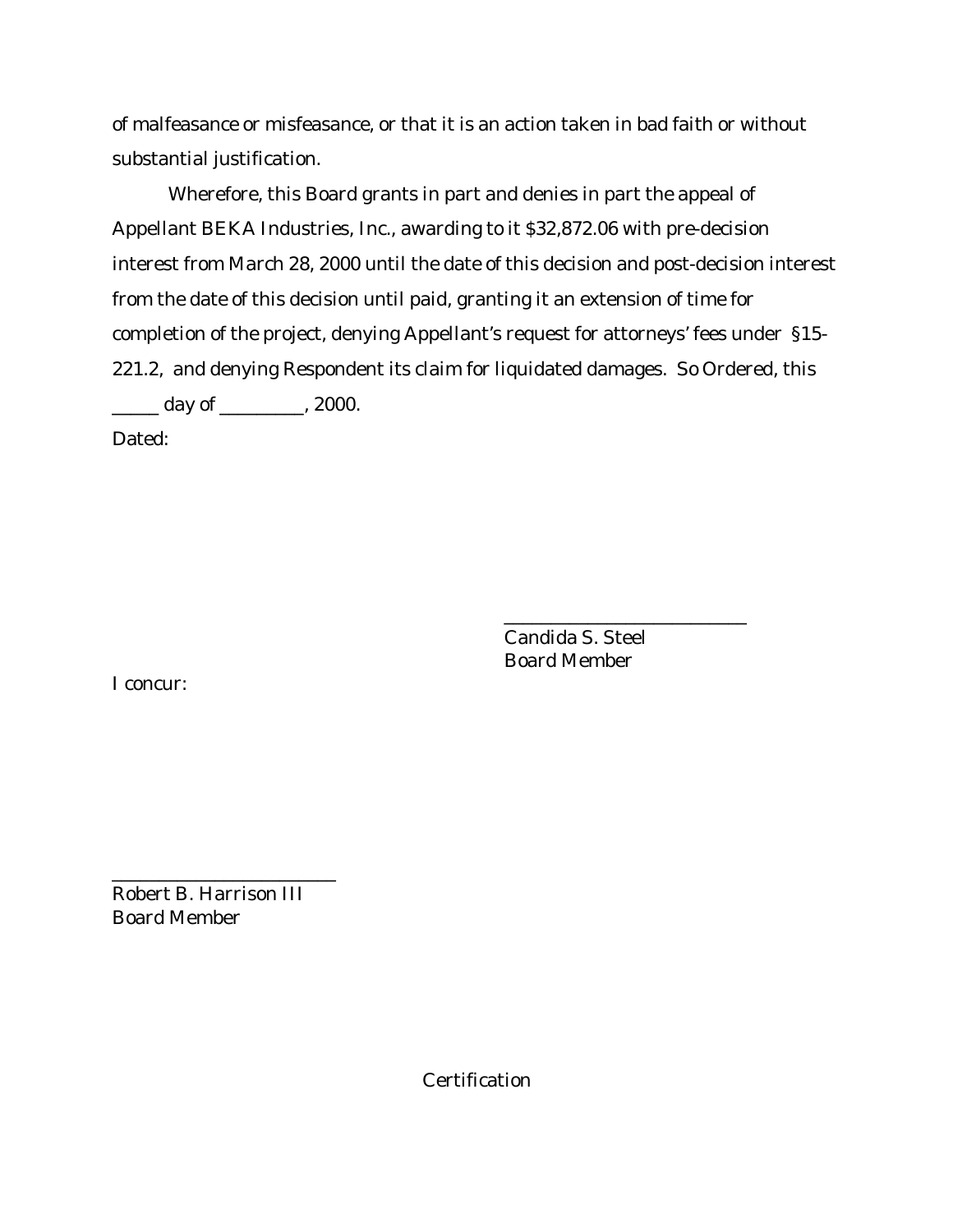of malfeasance or misfeasance, or that it is an action taken in bad faith or without substantial justification.

Wherefore, this Board grants in part and denies in part the appeal of Appellant BEKA Industries, Inc., awarding to it $32,872.06 with pre-decision interest from March 28, 2000 until the date of this decision and post-decision interest from the date of this decision until paid, granting it an extension of time for completion of the project, denying Appellant's request for attorneys' fees under §15-221.2, and denying Respondent its claim for liquidated damages. So Ordered, this _____ day of _________, 2000.

Dated:

___________________________
Candida S. Steel
Board Member

I concur:

_________________________
Robert B. Harrison III
Board Member

Certification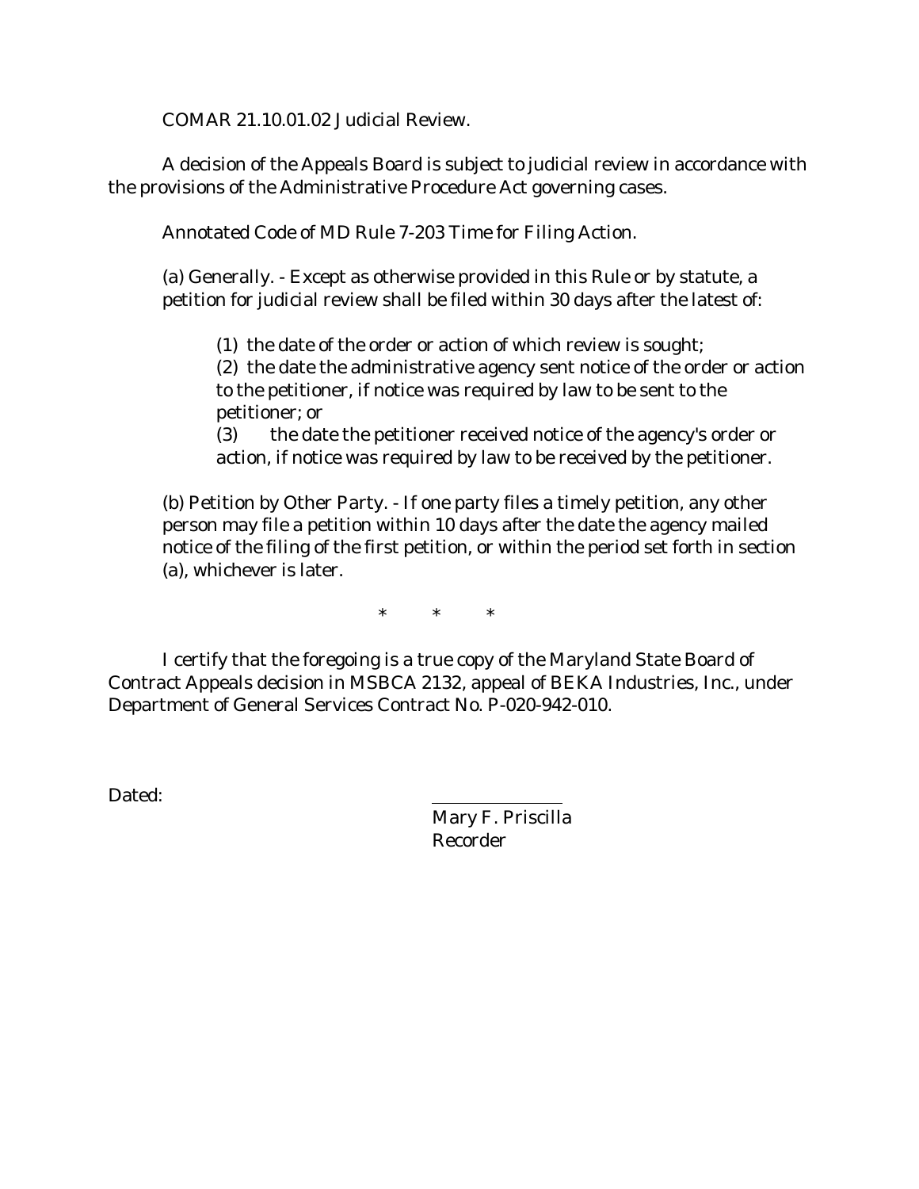COMAR 21.10.01.02 Judicial Review.

A decision of the Appeals Board is subject to judicial review in accordance with the provisions of the Administrative Procedure Act governing cases.

Annotated Code of MD Rule 7-203 Time for Filing Action.

> (a) Generally. - Except as otherwise provided in this Rule or by statute, a petition for judicial review shall be filed within 30 days after the latest of:
>
> > (1) the date of the order or action of which review is sought;
> > (2) the date the administrative agency sent notice of the order or action to the petitioner, if notice was required by law to be sent to the petitioner; or
> > (3) the date the petitioner received notice of the agency's order or action, if notice was required by law to be received by the petitioner.
>
> (b) Petition by Other Party. - If one party files a timely petition, any other person may file a petition within 10 days after the date the agency mailed notice of the filing of the first petition, or within the period set forth in section (a), whichever is later.

\* \* \*

I certify that the foregoing is a true copy of the Maryland State Board of Contract Appeals decision in MSBCA 2132, appeal of BEKA Industries, Inc., under Department of General Services Contract No. P-020-942-010.

Dated:

Mary F. Priscilla
Recorder